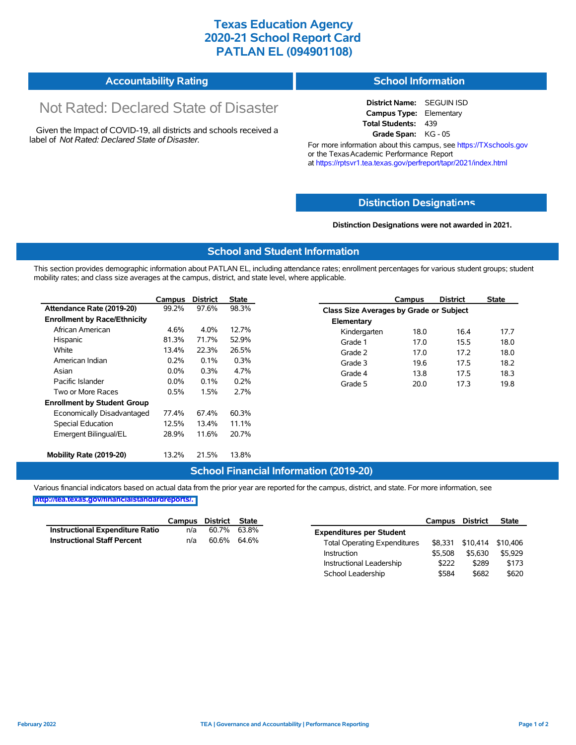# Texas Education Agency
# 2020-21 School Report Card
# PATLAN EL (094901108)

## Accountability Rating

Not Rated: Declared State of Disaster

Given the Impact of COVID-19, all districts and schools received a label of *Not Rated: Declared State of Disaster*.

## School Information

**District Name:** SEGUIN ISD
**Campus Type:** Elementary
**Total Students:** 439
**Grade Span:** KG - 05

For more information about this campus, see https://TXschools.gov or the Texas Academic Performance Report at https://rptsvr1.tea.texas.gov/perfreport/tapr/2021/index.html

## Distinction Designations

**Distinction Designations were not awarded in 2021.**

## School and Student Information

This section provides demographic information about PATLAN EL, including attendance rates; enrollment percentages for various student groups; student mobility rates; and class size averages at the campus, district, and state level, where applicable.

| | Campus | District | State |
|---|---|---|---|
| **Attendance Rate (2019-20)** | 99.2% | 97.6% | 98.3% |
| **Enrollment by Race/Ethnicity** | | | |
| African American | 4.6% | 4.0% | 12.7% |
| Hispanic | 81.3% | 71.7% | 52.9% |
| White | 13.4% | 22.3% | 26.5% |
| American Indian | 0.2% | 0.1% | 0.3% |
| Asian | 0.0% | 0.3% | 4.7% |
| Pacific Islander | 0.0% | 0.1% | 0.2% |
| Two or More Races | 0.5% | 1.5% | 2.7% |
| **Enrollment by Student Group** | | | |
| Economically Disadvantaged | 77.4% | 67.4% | 60.3% |
| Special Education | 12.5% | 13.4% | 11.1% |
| Emergent Bilingual/EL | 28.9% | 11.6% | 20.7% |
| **Mobility Rate (2019-20)** | 13.2% | 21.5% | 13.8% |

| | Campus | District | State |
|---|---|---|---|
| **Class Size Averages by Grade or Subject** | | | |
| **Elementary** | | | |
| Kindergarten | 18.0 | 16.4 | 17.7 |
| Grade 1 | 17.0 | 15.5 | 18.0 |
| Grade 2 | 17.0 | 17.2 | 18.0 |
| Grade 3 | 19.6 | 17.5 | 18.2 |
| Grade 4 | 13.8 | 17.5 | 18.3 |
| Grade 5 | 20.0 | 17.3 | 19.8 |

## School Financial Information (2019-20)

Various financial indicators based on actual data from the prior year are reported for the campus, district, and state. For more information, see http://tea.texas.gov/financialstandardreports/.

| | Campus | District | State |
|---|---|---|---|
| **Instructional Expenditure Ratio** | n/a | 60.7% | 63.8% |
| **Instructional Staff Percent** | n/a | 60.6% | 64.6% |

| | Campus | District | State |
|---|---|---|---|
| **Expenditures per Student** | | | |
| Total Operating Expenditures | $8,331 | $10,414 | $10,406 |
| Instruction | $5,508 | $5,630 | $5,929 |
| Instructional Leadership | $222 | $289 | $173 |
| School Leadership | $584 | $682 | $620 |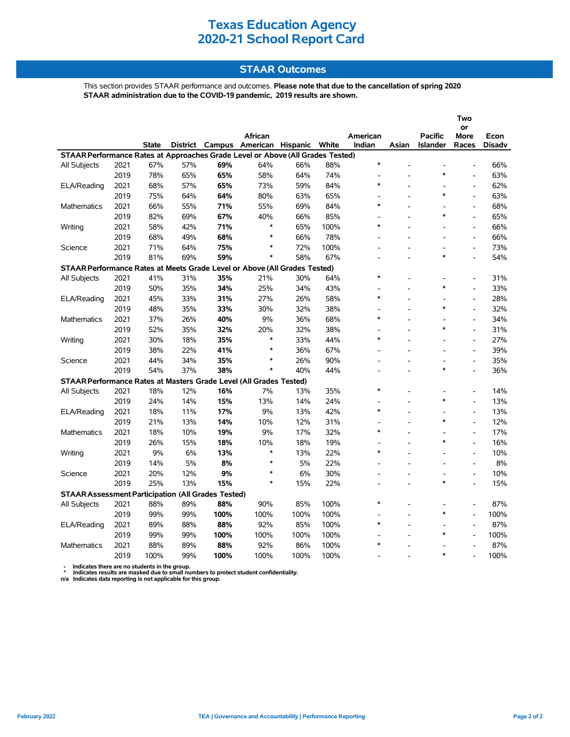# Texas Education Agency
# 2020-21 School Report Card

## STAAR Outcomes

This section provides STAAR performance and outcomes. **Please note that due to the cancellation of spring 2020 STAAR administration due to the COVID-19 pandemic, 2019 results are shown.**

| | | State | District | Campus | African American | Hispanic | White | American Indian | Asian | Pacific Islander | Two or More Races | Econ Disadv |
|---|---|---|---|---|---|---|---|---|---|---|---|---|
| **STAAR Performance Rates at Approaches Grade Level or Above (All Grades Tested)** | | | | | | | | | | | | |
| All Subjects | 2021 | 67% | 57% | **69%** | 64% | 66% | 88% | * | - | - | - | 66% |
| | 2019 | 78% | 65% | **65%** | 58% | 64% | 74% | - | - | * | - | 63% |
| ELA/Reading | 2021 | 68% | 57% | **65%** | 73% | 59% | 84% | * | - | - | - | 62% |
| | 2019 | 75% | 64% | **64%** | 80% | 63% | 65% | - | - | * | - | 63% |
| Mathematics | 2021 | 66% | 55% | **71%** | 55% | 69% | 84% | * | - | - | - | 68% |
| | 2019 | 82% | 69% | **67%** | 40% | 66% | 85% | - | - | * | - | 65% |
| Writing | 2021 | 58% | 42% | **71%** | * | 65% | 100% | * | - | - | - | 66% |
| | 2019 | 68% | 49% | **68%** | * | 66% | 78% | - | - | - | - | 66% |
| Science | 2021 | 71% | 64% | **75%** | * | 72% | 100% | - | - | - | - | 73% |
| | 2019 | 81% | 69% | **59%** | * | 58% | 67% | - | - | * | - | 54% |
| **STAAR Performance Rates at Meets Grade Level or Above (All Grades Tested)** | | | | | | | | | | | | |
| All Subjects | 2021 | 41% | 31% | **35%** | 21% | 30% | 64% | * | - | - | - | 31% |
| | 2019 | 50% | 35% | **34%** | 25% | 34% | 43% | - | - | * | - | 33% |
| ELA/Reading | 2021 | 45% | 33% | **31%** | 27% | 26% | 58% | * | - | - | - | 28% |
| | 2019 | 48% | 35% | **33%** | 30% | 32% | 38% | - | - | * | - | 32% |
| Mathematics | 2021 | 37% | 26% | **40%** | 9% | 36% | 68% | * | - | - | - | 34% |
| | 2019 | 52% | 35% | **32%** | 20% | 32% | 38% | - | - | * | - | 31% |
| Writing | 2021 | 30% | 18% | **35%** | * | 33% | 44% | * | - | - | - | 27% |
| | 2019 | 38% | 22% | **41%** | * | 36% | 67% | - | - | - | - | 39% |
| Science | 2021 | 44% | 34% | **35%** | * | 26% | 90% | - | - | - | - | 35% |
| | 2019 | 54% | 37% | **38%** | * | 40% | 44% | - | - | * | - | 36% |
| **STAAR Performance Rates at Masters Grade Level (All Grades Tested)** | | | | | | | | | | | | |
| All Subjects | 2021 | 18% | 12% | **16%** | 7% | 13% | 35% | * | - | - | - | 14% |
| | 2019 | 24% | 14% | **15%** | 13% | 14% | 24% | - | - | * | - | 13% |
| ELA/Reading | 2021 | 18% | 11% | **17%** | 9% | 13% | 42% | * | - | - | - | 13% |
| | 2019 | 21% | 13% | **14%** | 10% | 12% | 31% | - | - | * | - | 12% |
| Mathematics | 2021 | 18% | 10% | **19%** | 9% | 17% | 32% | * | - | - | - | 17% |
| | 2019 | 26% | 15% | **18%** | 10% | 18% | 19% | - | - | * | - | 16% |
| Writing | 2021 | 9% | 6% | **13%** | * | 13% | 22% | * | - | - | - | 10% |
| | 2019 | 14% | 5% | **8%** | * | 5% | 22% | - | - | - | - | 8% |
| Science | 2021 | 20% | 12% | **9%** | * | 6% | 30% | - | - | - | - | 10% |
| | 2019 | 25% | 13% | **15%** | * | 15% | 22% | - | - | * | - | 15% |
| **STAAR Assessment Participation (All Grades Tested)** | | | | | | | | | | | | |
| All Subjects | 2021 | 88% | 89% | **88%** | 90% | 85% | 100% | * | - | - | - | 87% |
| | 2019 | 99% | 99% | **100%** | 100% | 100% | 100% | - | - | * | - | 100% |
| ELA/Reading | 2021 | 89% | 88% | **88%** | 92% | 85% | 100% | * | - | - | - | 87% |
| | 2019 | 99% | 99% | **100%** | 100% | 100% | 100% | - | - | * | - | 100% |
| Mathematics | 2021 | 88% | 89% | **88%** | 92% | 86% | 100% | * | - | - | - | 87% |
| | 2019 | 100% | 99% | **100%** | 100% | 100% | 100% | - | - | * | - | 100% |

- Indicates there are no students in the group.
* Indicates results are masked due to small numbers to protect student confidentiality.
n/a Indicates data reporting is not applicable for this group.